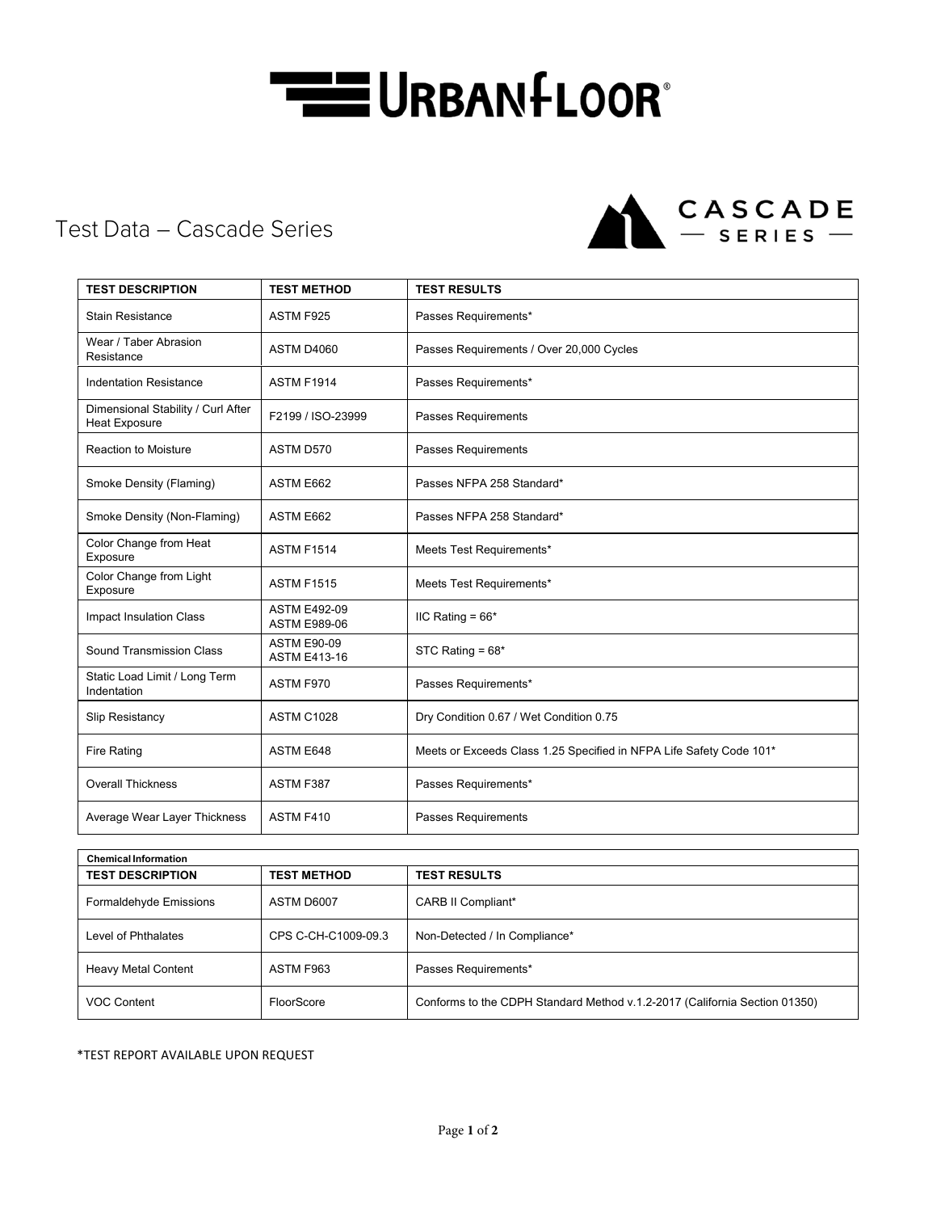# URBANFLOOR®

## Test Data – Cascade Series

CASCADE — SERIES —

| TEST DESCRIPTION | TEST METHOD | TEST RESULTS |
|---|---|---|
| Stain Resistance | ASTM F925 | Passes Requirements* |
| Wear / Taber Abrasion Resistance | ASTM D4060 | Passes Requirements / Over 20,000 Cycles |
| Indentation Resistance | ASTM F1914 | Passes Requirements* |
| Dimensional Stability / Curl After Heat Exposure | F2199 / ISO-23999 | Passes Requirements |
| Reaction to Moisture | ASTM D570 | Passes Requirements |
| Smoke Density (Flaming) | ASTM E662 | Passes NFPA 258 Standard* |
| Smoke Density (Non-Flaming) | ASTM E662 | Passes NFPA 258 Standard* |
| Color Change from Heat Exposure | ASTM F1514 | Meets Test Requirements* |
| Color Change from Light Exposure | ASTM F1515 | Meets Test Requirements* |
| Impact Insulation Class | ASTM E492-09 ASTM E989-06 | IIC Rating = 66* |
| Sound Transmission Class | ASTM E90-09 ASTM E413-16 | STC Rating = 68* |
| Static Load Limit / Long Term Indentation | ASTM F970 | Passes Requirements* |
| Slip Resistancy | ASTM C1028 | Dry Condition 0.67 / Wet Condition 0.75 |
| Fire Rating | ASTM E648 | Meets or Exceeds Class 1.25 Specified in NFPA Life Safety Code 101* |
| Overall Thickness | ASTM F387 | Passes Requirements* |
| Average Wear Layer Thickness | ASTM F410 | Passes Requirements |

| Chemical Information | | |
|---|---|---|
| **TEST DESCRIPTION** | **TEST METHOD** | **TEST RESULTS** |
| Formaldehyde Emissions | ASTM D6007 | CARB II Compliant* |
| Level of Phthalates | CPS C-CH-C1009-09.3 | Non-Detected / In Compliance* |
| Heavy Metal Content | ASTM F963 | Passes Requirements* |
| VOC Content | FloorScore | Conforms to the CDPH Standard Method v.1.2-2017 (California Section 01350) |

*TEST REPORT AVAILABLE UPON REQUEST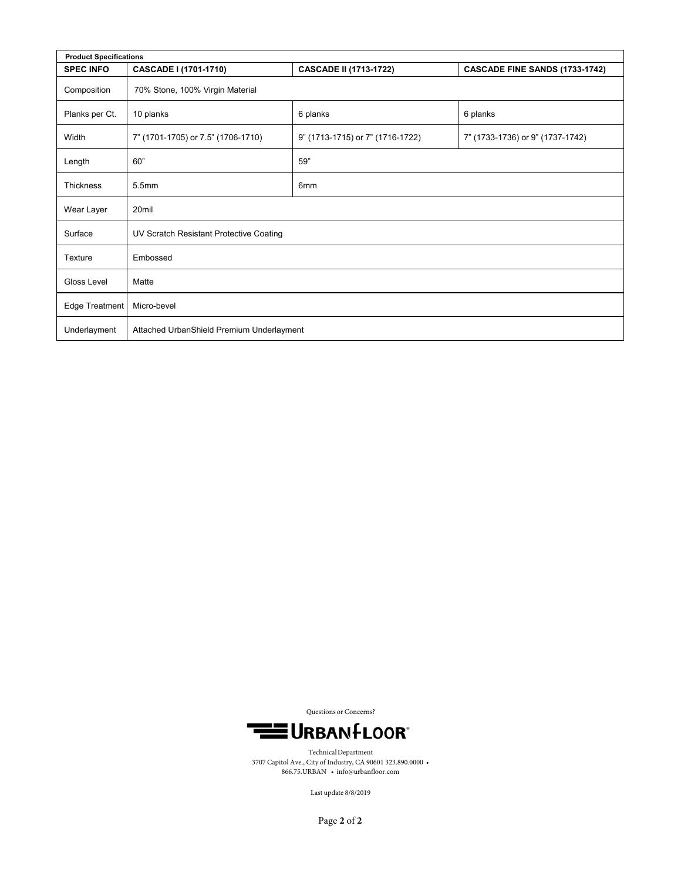**Product Specifications**

| SPEC INFO | CASCADE I (1701-1710) | CASCADE II (1713-1722) | CASCADE FINE SANDS (1733-1742) |
|---|---|---|---|
| Composition | 70% Stone, 100% Virgin Material | | |
| Planks per Ct. | 10 planks | 6 planks | 6 planks |
| Width | 7" (1701-1705) or 7.5" (1706-1710) | 9" (1713-1715) or 7" (1716-1722) | 7" (1733-1736) or 9" (1737-1742) |
| Length | 60" | 59" | |
| Thickness | 5.5mm | 6mm | |
| Wear Layer | 20mil | | |
| Surface | UV Scratch Resistant Protective Coating | | |
| Texture | Embossed | | |
| Gloss Level | Matte | | |
| Edge Treatment | Micro-bevel | | |
| Underlayment | Attached UrbanShield Premium Underlayment | | |

Questions or Concerns?

URBANFLOOR®

Technical Department
3707 Capitol Ave., City of Industry, CA 90601 323.890.0000 •
866.75.URBAN • info@urbanfloor.com

Last update 8/8/2019